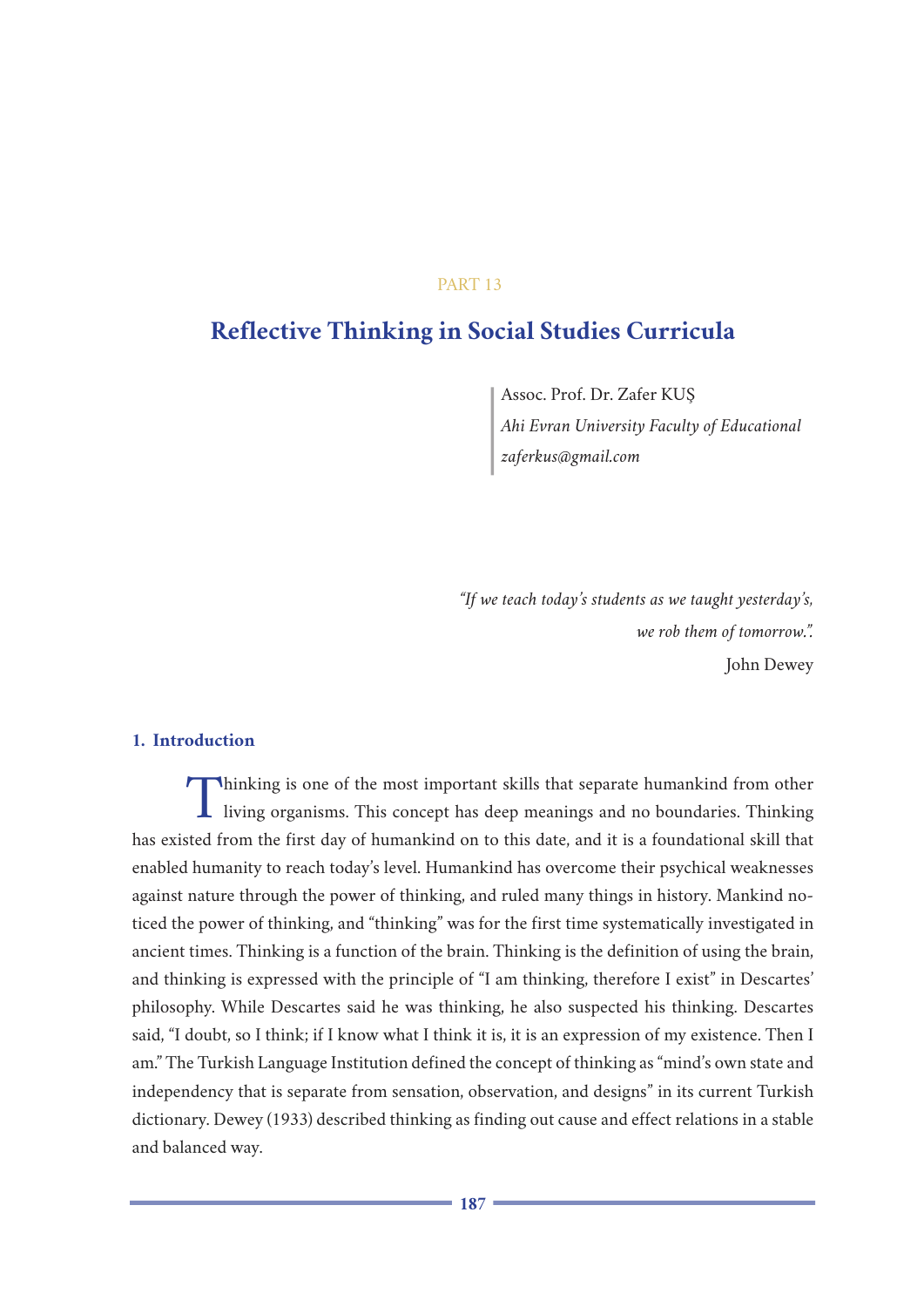PART 13

# Reflective Thinking in Social Studies Curricula

Assoc. Prof. Dr. Zafer KUŞ
*Ahi Evran University Faculty of Educational*
*zaferkus@gmail.com*

*"If we teach today's students as we taught yesterday's,*
*we rob them of tomorrow.".*
John Dewey

## 1. Introduction

Thinking is one of the most important skills that separate humankind from other living organisms. This concept has deep meanings and no boundaries. Thinking has existed from the first day of humankind on to this date, and it is a foundational skill that enabled humanity to reach today's level. Humankind has overcome their psychical weaknesses against nature through the power of thinking, and ruled many things in history. Mankind noticed the power of thinking, and "thinking" was for the first time systematically investigated in ancient times. Thinking is a function of the brain. Thinking is the definition of using the brain, and thinking is expressed with the principle of "I am thinking, therefore I exist" in Descartes' philosophy. While Descartes said he was thinking, he also suspected his thinking. Descartes said, "I doubt, so I think; if I know what I think it is, it is an expression of my existence. Then I am." The Turkish Language Institution defined the concept of thinking as "mind's own state and independency that is separate from sensation, observation, and designs" in its current Turkish dictionary. Dewey (1933) described thinking as finding out cause and effect relations in a stable and balanced way.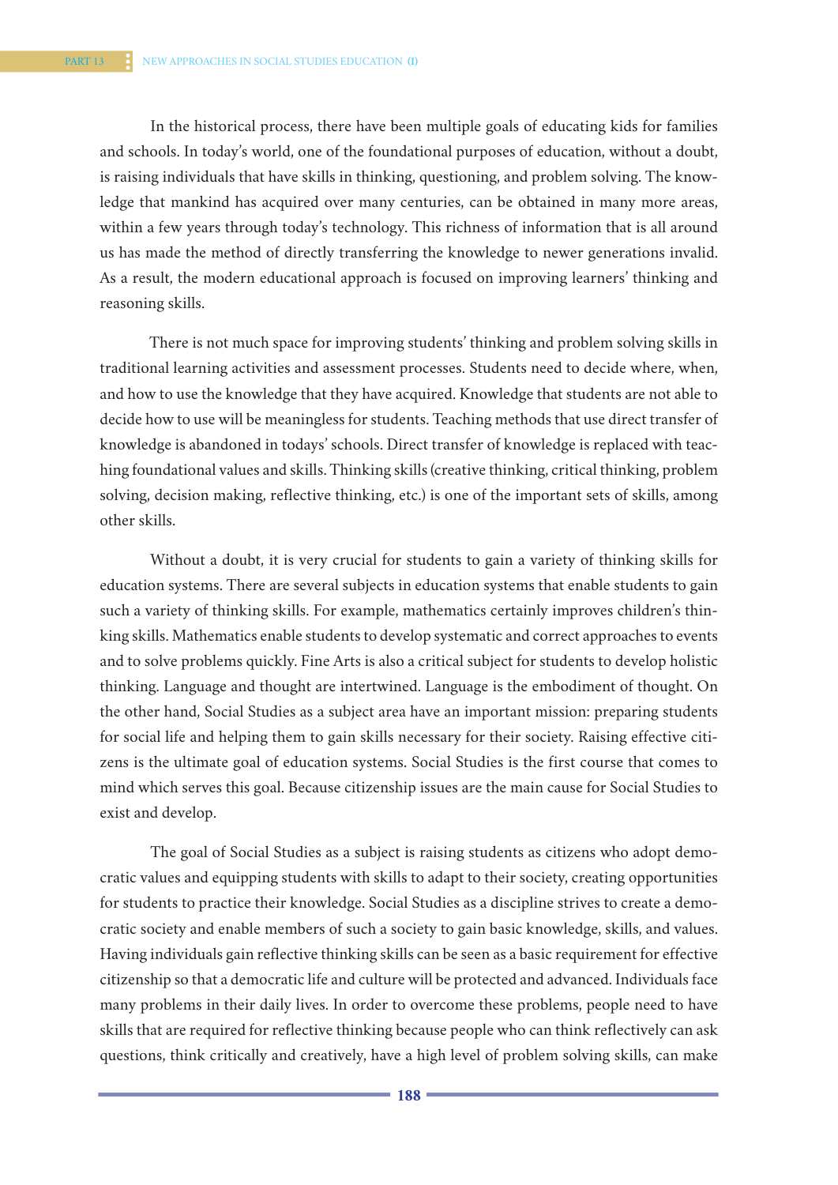In the historical process, there have been multiple goals of educating kids for families and schools. In today's world, one of the foundational purposes of education, without a doubt, is raising individuals that have skills in thinking, questioning, and problem solving. The knowledge that mankind has acquired over many centuries, can be obtained in many more areas, within a few years through today's technology. This richness of information that is all around us has made the method of directly transferring the knowledge to newer generations invalid. As a result, the modern educational approach is focused on improving learners' thinking and reasoning skills.

There is not much space for improving students' thinking and problem solving skills in traditional learning activities and assessment processes. Students need to decide where, when, and how to use the knowledge that they have acquired. Knowledge that students are not able to decide how to use will be meaningless for students. Teaching methods that use direct transfer of knowledge is abandoned in todays' schools. Direct transfer of knowledge is replaced with teaching foundational values and skills. Thinking skills (creative thinking, critical thinking, problem solving, decision making, reflective thinking, etc.) is one of the important sets of skills, among other skills.

Without a doubt, it is very crucial for students to gain a variety of thinking skills for education systems. There are several subjects in education systems that enable students to gain such a variety of thinking skills. For example, mathematics certainly improves children's thinking skills. Mathematics enable students to develop systematic and correct approaches to events and to solve problems quickly. Fine Arts is also a critical subject for students to develop holistic thinking. Language and thought are intertwined. Language is the embodiment of thought. On the other hand, Social Studies as a subject area have an important mission: preparing students for social life and helping them to gain skills necessary for their society. Raising effective citizens is the ultimate goal of education systems. Social Studies is the first course that comes to mind which serves this goal. Because citizenship issues are the main cause for Social Studies to exist and develop.

The goal of Social Studies as a subject is raising students as citizens who adopt democratic values and equipping students with skills to adapt to their society, creating opportunities for students to practice their knowledge. Social Studies as a discipline strives to create a democratic society and enable members of such a society to gain basic knowledge, skills, and values. Having individuals gain reflective thinking skills can be seen as a basic requirement for effective citizenship so that a democratic life and culture will be protected and advanced. Individuals face many problems in their daily lives. In order to overcome these problems, people need to have skills that are required for reflective thinking because people who can think reflectively can ask questions, think critically and creatively, have a high level of problem solving skills, can make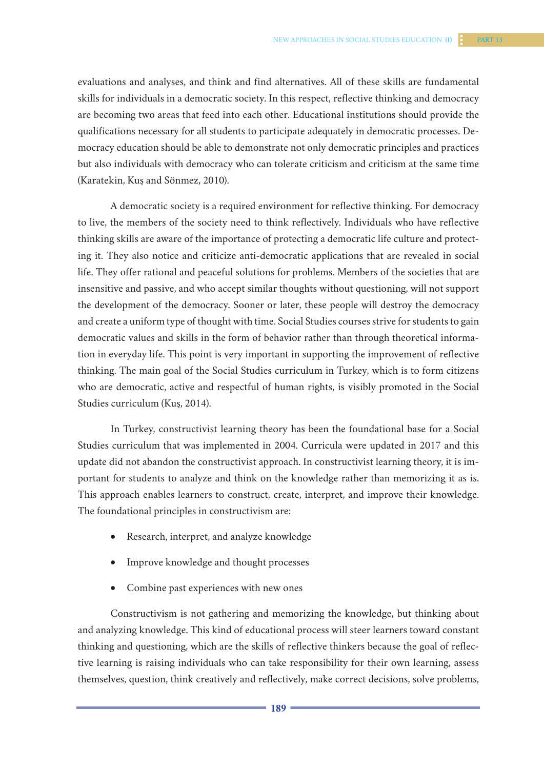evaluations and analyses, and think and find alternatives. All of these skills are fundamental skills for individuals in a democratic society. In this respect, reflective thinking and democracy are becoming two areas that feed into each other. Educational institutions should provide the qualifications necessary for all students to participate adequately in democratic processes. Democracy education should be able to demonstrate not only democratic principles and practices but also individuals with democracy who can tolerate criticism and criticism at the same time (Karatekin, Kuş and Sönmez, 2010).

A democratic society is a required environment for reflective thinking. For democracy to live, the members of the society need to think reflectively. Individuals who have reflective thinking skills are aware of the importance of protecting a democratic life culture and protecting it. They also notice and criticize anti-democratic applications that are revealed in social life. They offer rational and peaceful solutions for problems. Members of the societies that are insensitive and passive, and who accept similar thoughts without questioning, will not support the development of the democracy. Sooner or later, these people will destroy the democracy and create a uniform type of thought with time. Social Studies courses strive for students to gain democratic values and skills in the form of behavior rather than through theoretical information in everyday life. This point is very important in supporting the improvement of reflective thinking. The main goal of the Social Studies curriculum in Turkey, which is to form citizens who are democratic, active and respectful of human rights, is visibly promoted in the Social Studies curriculum (Kuş, 2014).

In Turkey, constructivist learning theory has been the foundational base for a Social Studies curriculum that was implemented in 2004. Curricula were updated in 2017 and this update did not abandon the constructivist approach. In constructivist learning theory, it is important for students to analyze and think on the knowledge rather than memorizing it as is. This approach enables learners to construct, create, interpret, and improve their knowledge. The foundational principles in constructivism are:

- Research, interpret, and analyze knowledge
- Improve knowledge and thought processes
- Combine past experiences with new ones

Constructivism is not gathering and memorizing the knowledge, but thinking about and analyzing knowledge. This kind of educational process will steer learners toward constant thinking and questioning, which are the skills of reflective thinkers because the goal of reflective learning is raising individuals who can take responsibility for their own learning, assess themselves, question, think creatively and reflectively, make correct decisions, solve problems,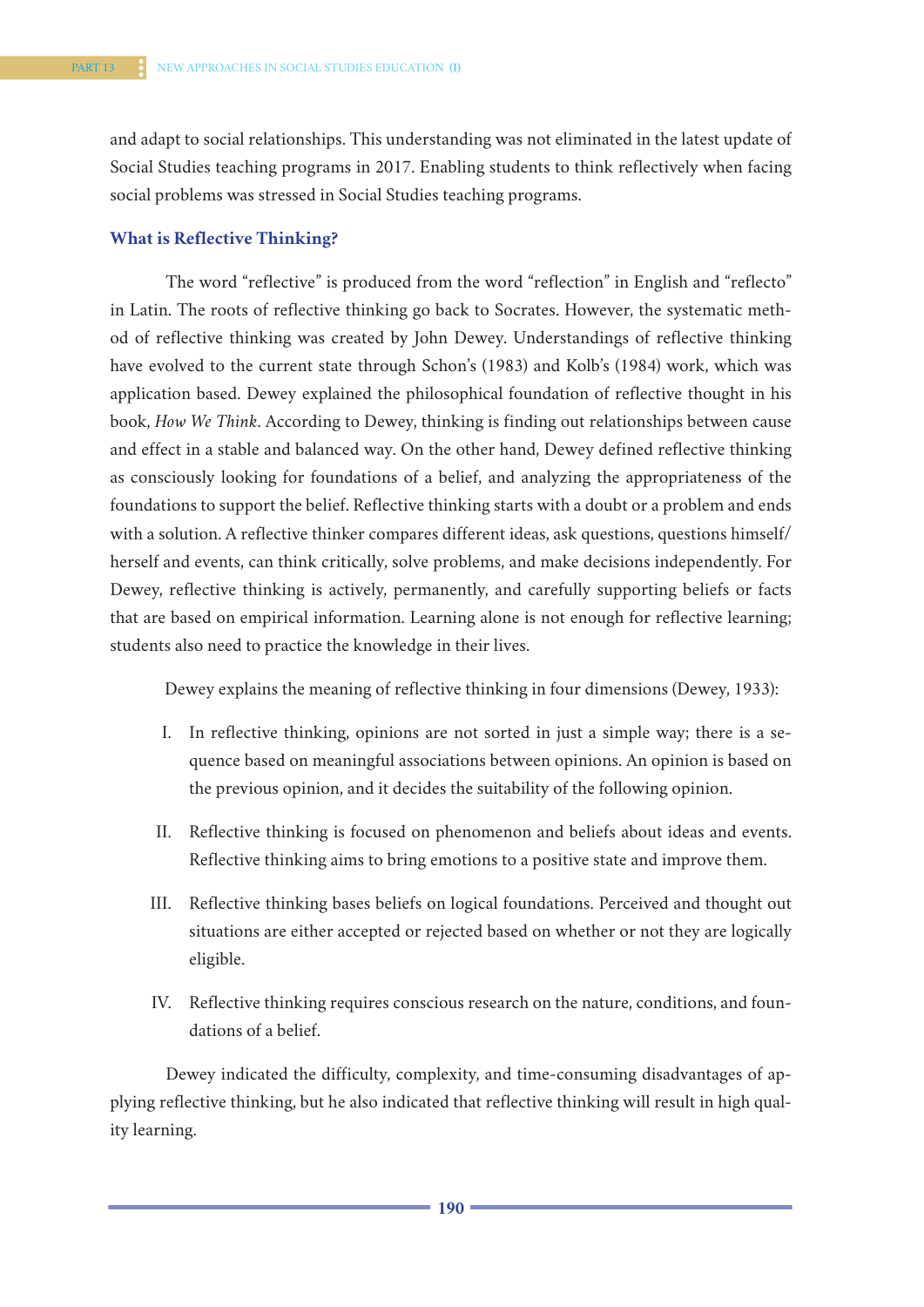and adapt to social relationships. This understanding was not eliminated in the latest update of Social Studies teaching programs in 2017. Enabling students to think reflectively when facing social problems was stressed in Social Studies teaching programs.

### What is Reflective Thinking?

The word "reflective" is produced from the word "reflection" in English and "reflecto" in Latin. The roots of reflective thinking go back to Socrates. However, the systematic method of reflective thinking was created by John Dewey. Understandings of reflective thinking have evolved to the current state through Schon's (1983) and Kolb's (1984) work, which was application based. Dewey explained the philosophical foundation of reflective thought in his book, *How We Think*. According to Dewey, thinking is finding out relationships between cause and effect in a stable and balanced way. On the other hand, Dewey defined reflective thinking as consciously looking for foundations of a belief, and analyzing the appropriateness of the foundations to support the belief. Reflective thinking starts with a doubt or a problem and ends with a solution. A reflective thinker compares different ideas, ask questions, questions himself/herself and events, can think critically, solve problems, and make decisions independently. For Dewey, reflective thinking is actively, permanently, and carefully supporting beliefs or facts that are based on empirical information. Learning alone is not enough for reflective learning; students also need to practice the knowledge in their lives.

Dewey explains the meaning of reflective thinking in four dimensions (Dewey, 1933):

I. In reflective thinking, opinions are not sorted in just a simple way; there is a sequence based on meaningful associations between opinions. An opinion is based on the previous opinion, and it decides the suitability of the following opinion.

II. Reflective thinking is focused on phenomenon and beliefs about ideas and events. Reflective thinking aims to bring emotions to a positive state and improve them.

III. Reflective thinking bases beliefs on logical foundations. Perceived and thought out situations are either accepted or rejected based on whether or not they are logically eligible.

IV. Reflective thinking requires conscious research on the nature, conditions, and foundations of a belief.

Dewey indicated the difficulty, complexity, and time-consuming disadvantages of applying reflective thinking, but he also indicated that reflective thinking will result in high quality learning.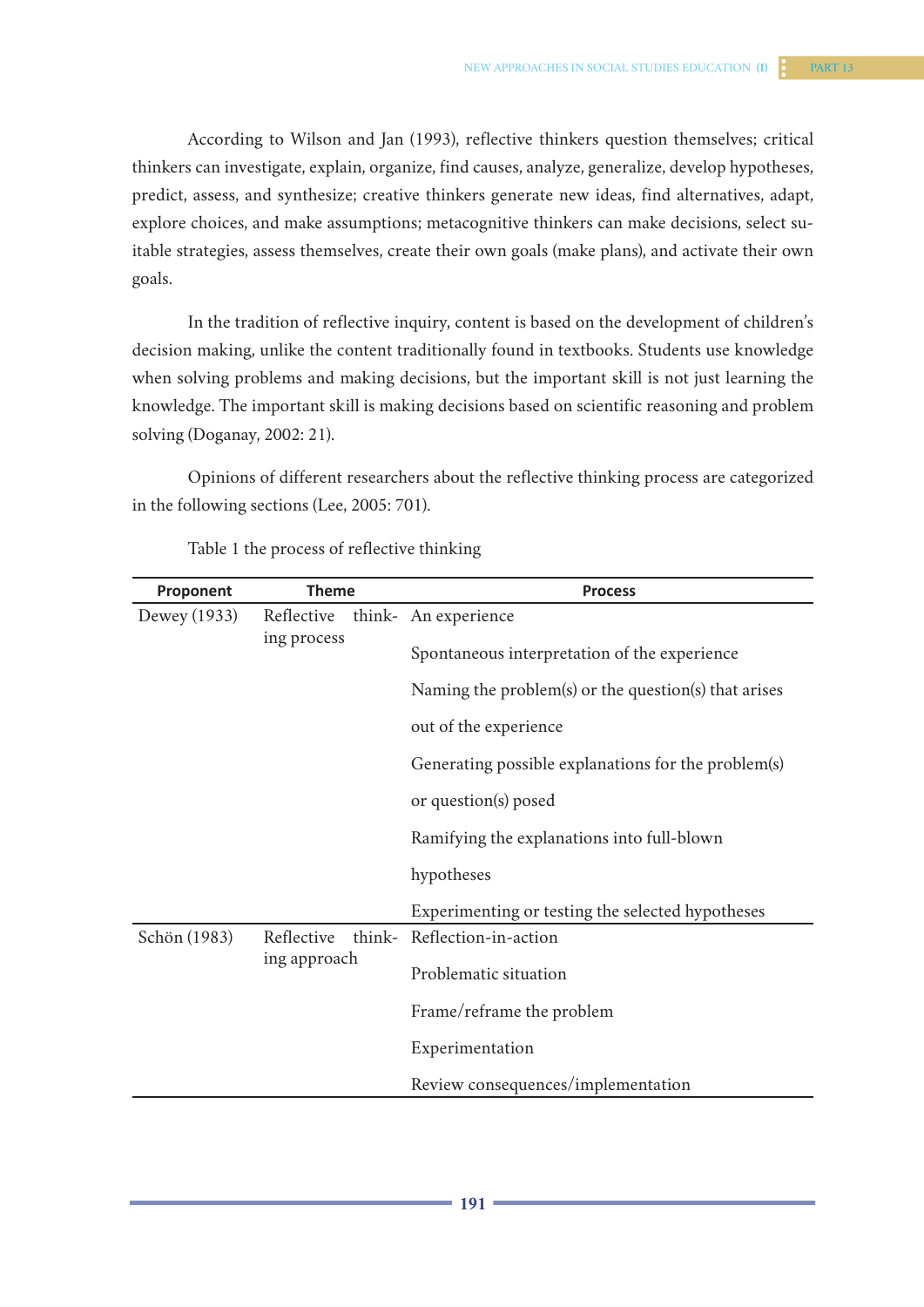According to Wilson and Jan (1993), reflective thinkers question themselves; critical thinkers can investigate, explain, organize, find causes, analyze, generalize, develop hypotheses, predict, assess, and synthesize; creative thinkers generate new ideas, find alternatives, adapt, explore choices, and make assumptions; metacognitive thinkers can make decisions, select suitable strategies, assess themselves, create their own goals (make plans), and activate their own goals.

In the tradition of reflective inquiry, content is based on the development of children's decision making, unlike the content traditionally found in textbooks. Students use knowledge when solving problems and making decisions, but the important skill is not just learning the knowledge. The important skill is making decisions based on scientific reasoning and problem solving (Doganay, 2002: 21).

Opinions of different researchers about the reflective thinking process are categorized in the following sections (Lee, 2005: 701).

Table 1 the process of reflective thinking

| Proponent | Theme | Process |
|---|---|---|
| Dewey (1933) | Reflective thinking process | An experience |
| | | Spontaneous interpretation of the experience |
| | | Naming the problem(s) or the question(s) that arises out of the experience |
| | | Generating possible explanations for the problem(s) or question(s) posed |
| | | Ramifying the explanations into full-blown hypotheses |
| | | Experimenting or testing the selected hypotheses |
| Schön (1983) | Reflective thinking approach | Reflection-in-action |
| | | Problematic situation |
| | | Frame/reframe the problem |
| | | Experimentation |
| | | Review consequences/implementation |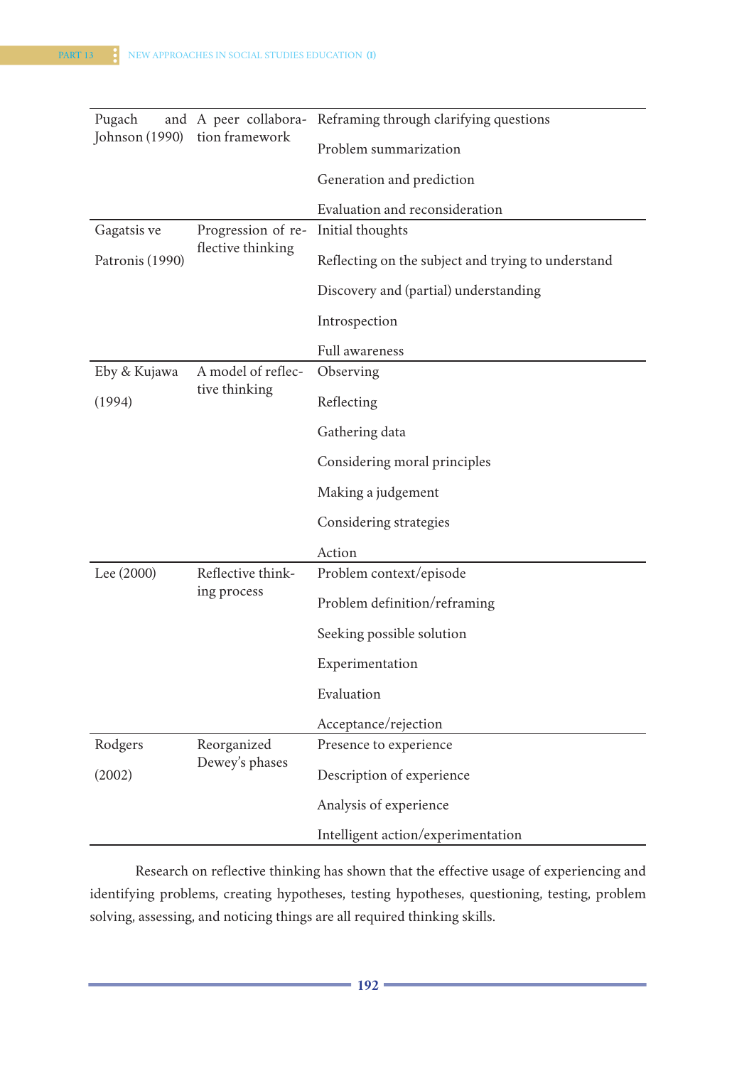| | | |
|---|---|---|
| Pugach and Johnson (1990) | A peer collaboration framework | Reframing through clarifying questions<br>Problem summarization<br>Generation and prediction<br>Evaluation and reconsideration |
| Gagatsis ve Patronis (1990) | Progression of reflective thinking | Initial thoughts<br>Reflecting on the subject and trying to understand<br>Discovery and (partial) understanding<br>Introspection<br>Full awareness |
| Eby & Kujawa (1994) | A model of reflective thinking | Observing<br>Reflecting<br>Gathering data<br>Considering moral principles<br>Making a judgement<br>Considering strategies<br>Action |
| Lee (2000) | Reflective thinking process | Problem context/episode<br>Problem definition/reframing<br>Seeking possible solution<br>Experimentation<br>Evaluation<br>Acceptance/rejection |
| Rodgers (2002) | Reorganized Dewey's phases | Presence to experience<br>Description of experience<br>Analysis of experience<br>Intelligent action/experimentation |

Research on reflective thinking has shown that the effective usage of experiencing and identifying problems, creating hypotheses, testing hypotheses, questioning, testing, problem solving, assessing, and noticing things are all required thinking skills.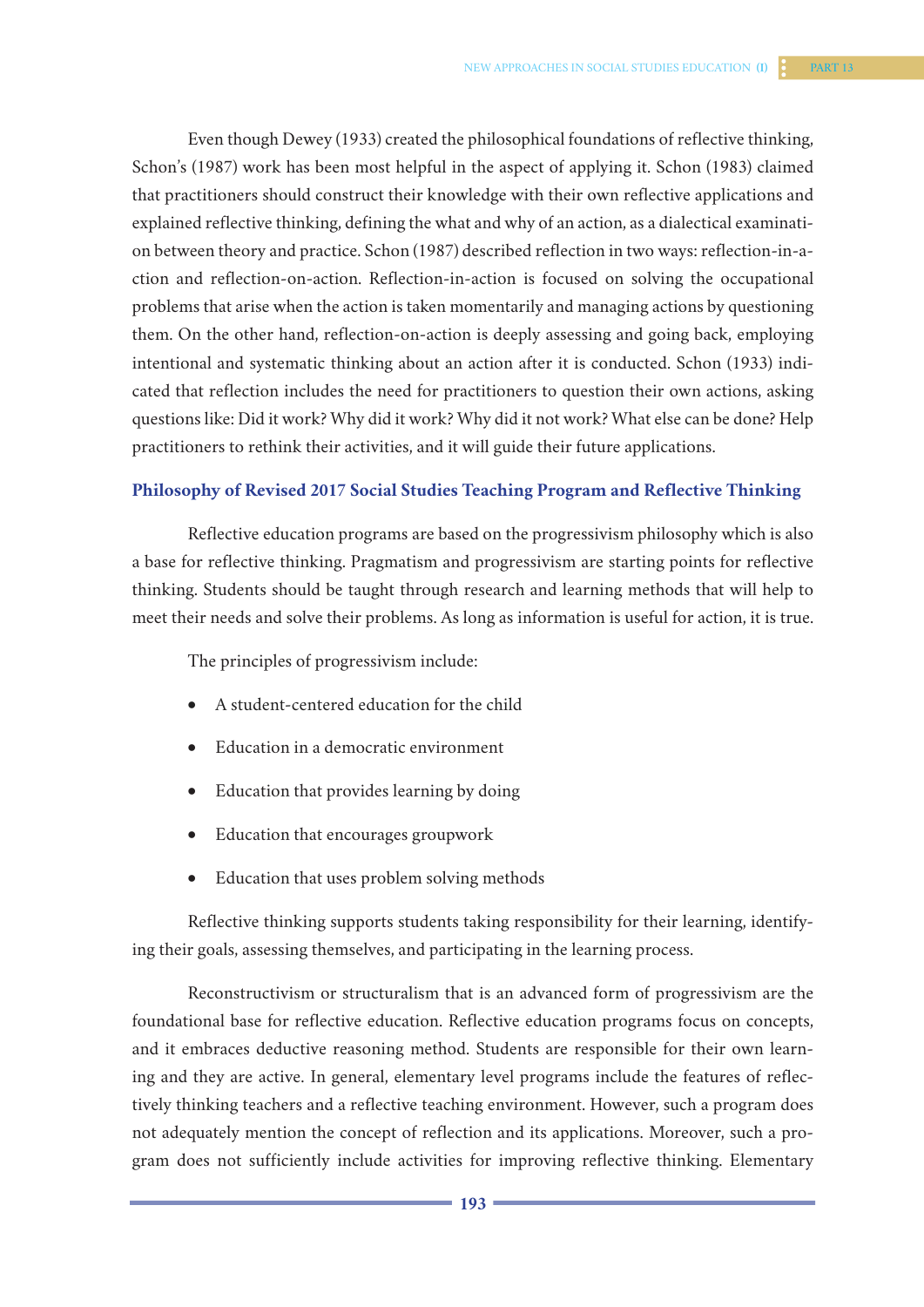Even though Dewey (1933) created the philosophical foundations of reflective thinking, Schon's (1987) work has been most helpful in the aspect of applying it. Schon (1983) claimed that practitioners should construct their knowledge with their own reflective applications and explained reflective thinking, defining the what and why of an action, as a dialectical examination between theory and practice. Schon (1987) described reflection in two ways: reflection-in-action and reflection-on-action. Reflection-in-action is focused on solving the occupational problems that arise when the action is taken momentarily and managing actions by questioning them. On the other hand, reflection-on-action is deeply assessing and going back, employing intentional and systematic thinking about an action after it is conducted. Schon (1933) indicated that reflection includes the need for practitioners to question their own actions, asking questions like: Did it work? Why did it work? Why did it not work? What else can be done? Help practitioners to rethink their activities, and it will guide their future applications.

### Philosophy of Revised 2017 Social Studies Teaching Program and Reflective Thinking

Reflective education programs are based on the progressivism philosophy which is also a base for reflective thinking. Pragmatism and progressivism are starting points for reflective thinking. Students should be taught through research and learning methods that will help to meet their needs and solve their problems. As long as information is useful for action, it is true.

The principles of progressivism include:

- A student-centered education for the child
- Education in a democratic environment
- Education that provides learning by doing
- Education that encourages groupwork
- Education that uses problem solving methods

Reflective thinking supports students taking responsibility for their learning, identifying their goals, assessing themselves, and participating in the learning process.

Reconstructivism or structuralism that is an advanced form of progressivism are the foundational base for reflective education. Reflective education programs focus on concepts, and it embraces deductive reasoning method. Students are responsible for their own learning and they are active. In general, elementary level programs include the features of reflectively thinking teachers and a reflective teaching environment. However, such a program does not adequately mention the concept of reflection and its applications. Moreover, such a program does not sufficiently include activities for improving reflective thinking. Elementary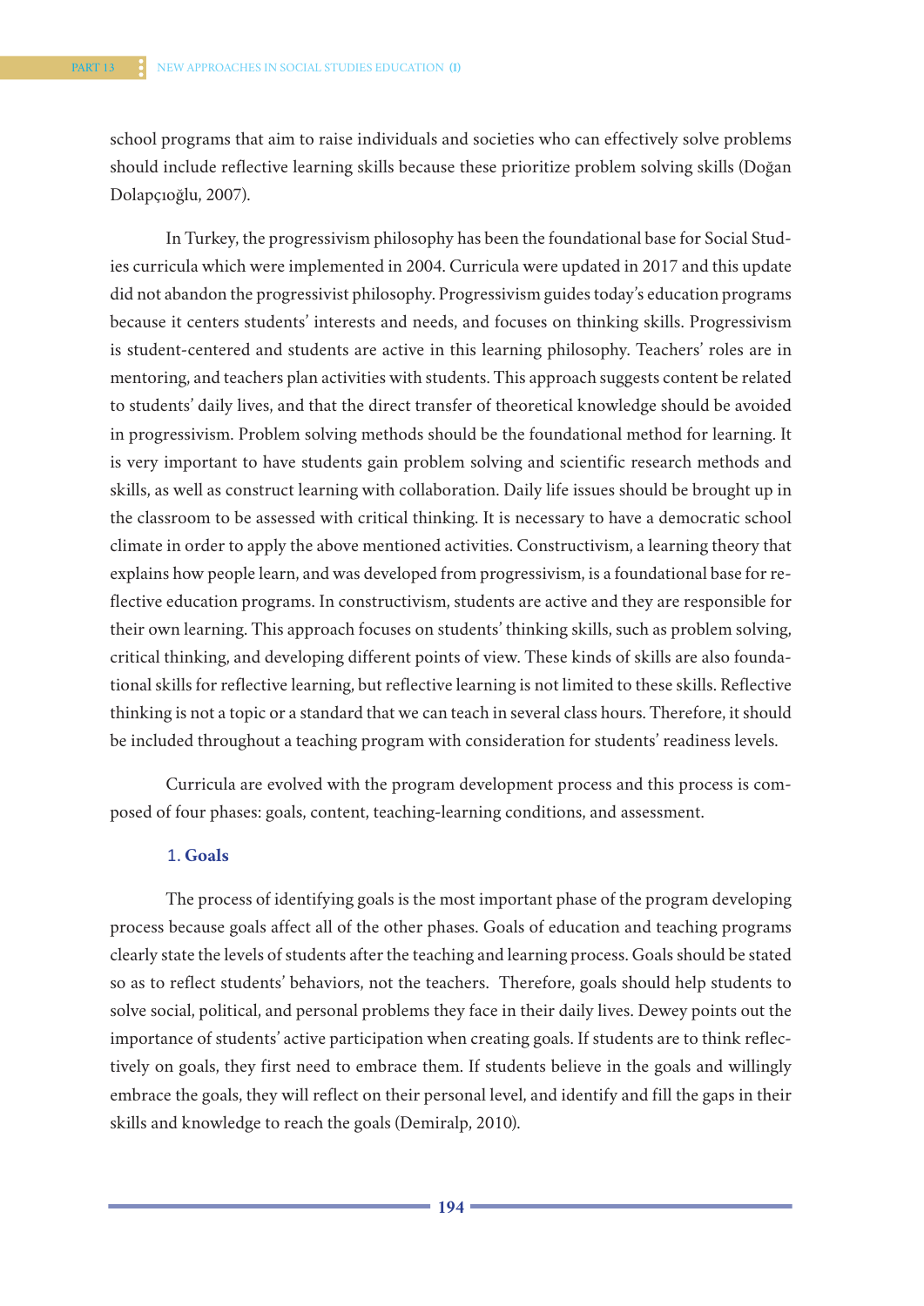school programs that aim to raise individuals and societies who can effectively solve problems should include reflective learning skills because these prioritize problem solving skills (Doğan Dolapçıoğlu, 2007).

In Turkey, the progressivism philosophy has been the foundational base for Social Studies curricula which were implemented in 2004. Curricula were updated in 2017 and this update did not abandon the progressivist philosophy. Progressivism guides today's education programs because it centers students' interests and needs, and focuses on thinking skills. Progressivism is student-centered and students are active in this learning philosophy. Teachers' roles are in mentoring, and teachers plan activities with students. This approach suggests content be related to students' daily lives, and that the direct transfer of theoretical knowledge should be avoided in progressivism. Problem solving methods should be the foundational method for learning. It is very important to have students gain problem solving and scientific research methods and skills, as well as construct learning with collaboration. Daily life issues should be brought up in the classroom to be assessed with critical thinking. It is necessary to have a democratic school climate in order to apply the above mentioned activities. Constructivism, a learning theory that explains how people learn, and was developed from progressivism, is a foundational base for reflective education programs. In constructivism, students are active and they are responsible for their own learning. This approach focuses on students' thinking skills, such as problem solving, critical thinking, and developing different points of view. These kinds of skills are also foundational skills for reflective learning, but reflective learning is not limited to these skills. Reflective thinking is not a topic or a standard that we can teach in several class hours. Therefore, it should be included throughout a teaching program with consideration for students' readiness levels.

Curricula are evolved with the program development process and this process is composed of four phases: goals, content, teaching-learning conditions, and assessment.

### 1. Goals

The process of identifying goals is the most important phase of the program developing process because goals affect all of the other phases. Goals of education and teaching programs clearly state the levels of students after the teaching and learning process. Goals should be stated so as to reflect students' behaviors, not the teachers. Therefore, goals should help students to solve social, political, and personal problems they face in their daily lives. Dewey points out the importance of students' active participation when creating goals. If students are to think reflectively on goals, they first need to embrace them. If students believe in the goals and willingly embrace the goals, they will reflect on their personal level, and identify and fill the gaps in their skills and knowledge to reach the goals (Demiralp, 2010).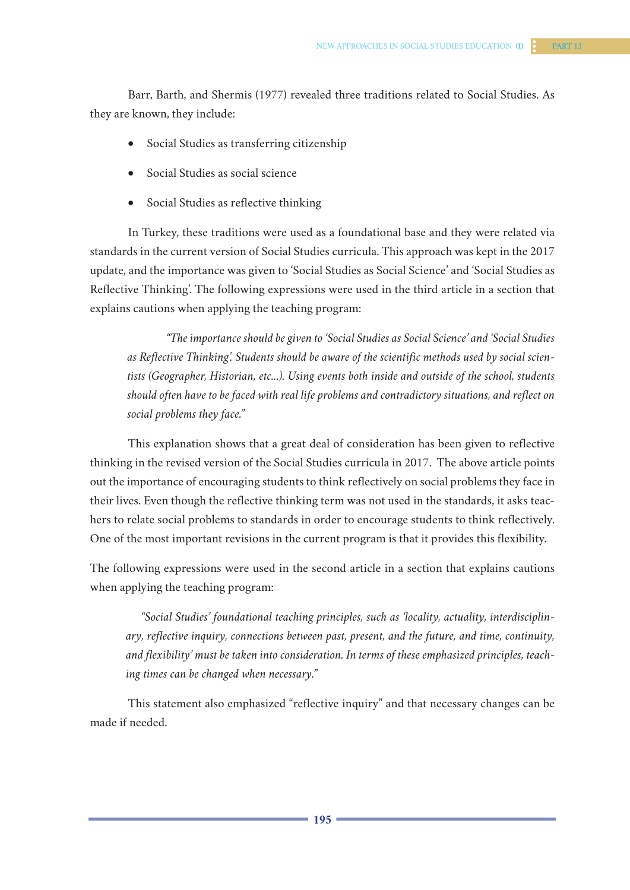Barr, Barth, and Shermis (1977) revealed three traditions related to Social Studies. As they are known, they include:

- Social Studies as transferring citizenship
- Social Studies as social science
- Social Studies as reflective thinking

In Turkey, these traditions were used as a foundational base and they were related via standards in the current version of Social Studies curricula. This approach was kept in the 2017 update, and the importance was given to 'Social Studies as Social Science' and 'Social Studies as Reflective Thinking'. The following expressions were used in the third article in a section that explains cautions when applying the teaching program:

> *"The importance should be given to 'Social Studies as Social Science' and 'Social Studies as Reflective Thinking'. Students should be aware of the scientific methods used by social scientists (Geographer, Historian, etc...). Using events both inside and outside of the school, students should often have to be faced with real life problems and contradictory situations, and reflect on social problems they face."*

This explanation shows that a great deal of consideration has been given to reflective thinking in the revised version of the Social Studies curricula in 2017. The above article points out the importance of encouraging students to think reflectively on social problems they face in their lives. Even though the reflective thinking term was not used in the standards, it asks teachers to relate social problems to standards in order to encourage students to think reflectively. One of the most important revisions in the current program is that it provides this flexibility.

The following expressions were used in the second article in a section that explains cautions when applying the teaching program:

> *"Social Studies' foundational teaching principles, such as 'locality, actuality, interdisciplinary, reflective inquiry, connections between past, present, and the future, and time, continuity, and flexibility' must be taken into consideration. In terms of these emphasized principles, teaching times can be changed when necessary."*

This statement also emphasized "reflective inquiry" and that necessary changes can be made if needed.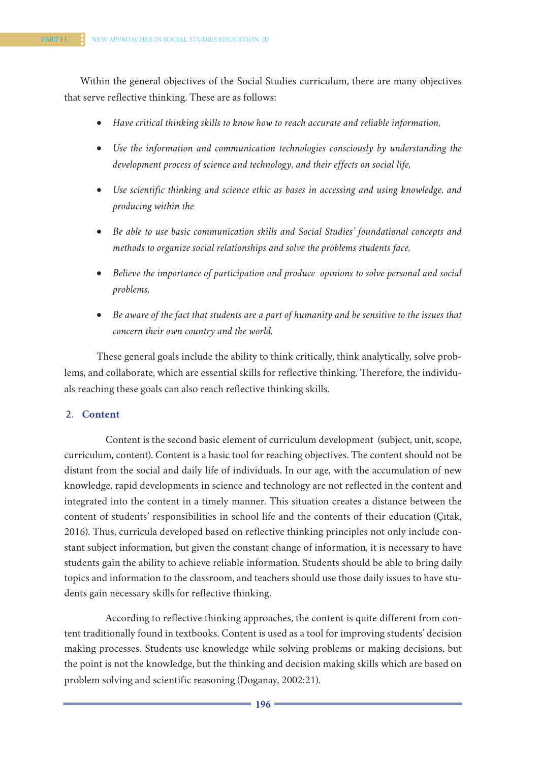Within the general objectives of the Social Studies curriculum, there are many objectives that serve reflective thinking. These are as follows:

- *Have critical thinking skills to know how to reach accurate and reliable information,*
- *Use the information and communication technologies consciously by understanding the development process of science and technology, and their effects on social life,*
- *Use scientific thinking and science ethic as bases in accessing and using knowledge, and producing within the*
- *Be able to use basic communication skills and Social Studies' foundational concepts and methods to organize social relationships and solve the problems students face,*
- *Believe the importance of participation and produce opinions to solve personal and social problems,*
- *Be aware of the fact that students are a part of humanity and be sensitive to the issues that concern their own country and the world.*

These general goals include the ability to think critically, think analytically, solve problems, and collaborate, which are essential skills for reflective thinking. Therefore, the individuals reaching these goals can also reach reflective thinking skills.

## 2. Content

Content is the second basic element of curriculum development (subject, unit, scope, curriculum, content). Content is a basic tool for reaching objectives. The content should not be distant from the social and daily life of individuals. In our age, with the accumulation of new knowledge, rapid developments in science and technology are not reflected in the content and integrated into the content in a timely manner. This situation creates a distance between the content of students' responsibilities in school life and the contents of their education (Çıtak, 2016). Thus, curricula developed based on reflective thinking principles not only include constant subject information, but given the constant change of information, it is necessary to have students gain the ability to achieve reliable information. Students should be able to bring daily topics and information to the classroom, and teachers should use those daily issues to have students gain necessary skills for reflective thinking.

According to reflective thinking approaches, the content is quite different from content traditionally found in textbooks. Content is used as a tool for improving students' decision making processes. Students use knowledge while solving problems or making decisions, but the point is not the knowledge, but the thinking and decision making skills which are based on problem solving and scientific reasoning (Doganay, 2002:21).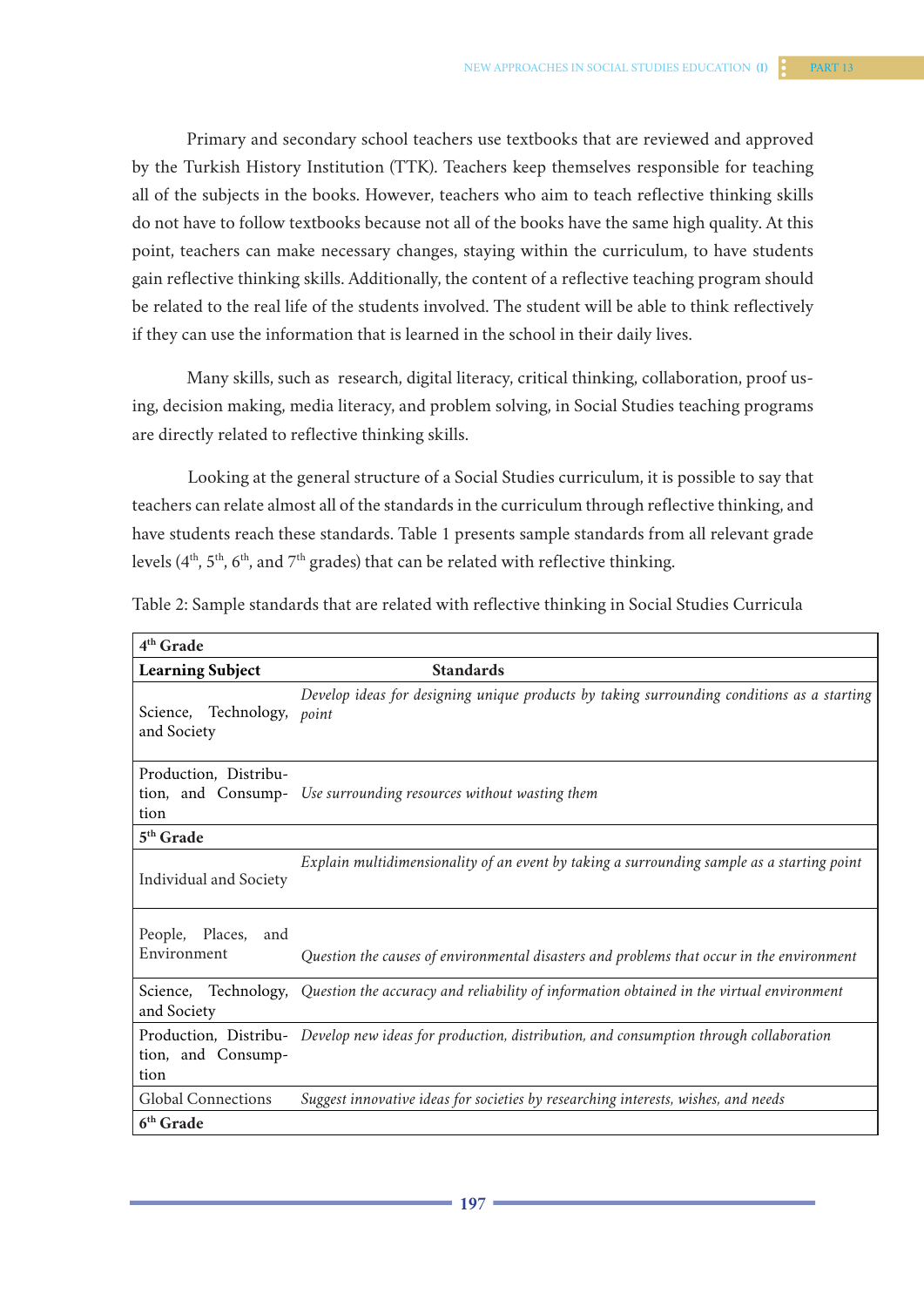Primary and secondary school teachers use textbooks that are reviewed and approved by the Turkish History Institution (TTK). Teachers keep themselves responsible for teaching all of the subjects in the books. However, teachers who aim to teach reflective thinking skills do not have to follow textbooks because not all of the books have the same high quality. At this point, teachers can make necessary changes, staying within the curriculum, to have students gain reflective thinking skills. Additionally, the content of a reflective teaching program should be related to the real life of the students involved. The student will be able to think reflectively if they can use the information that is learned in the school in their daily lives.

Many skills, such as research, digital literacy, critical thinking, collaboration, proof using, decision making, media literacy, and problem solving, in Social Studies teaching programs are directly related to reflective thinking skills.

Looking at the general structure of a Social Studies curriculum, it is possible to say that teachers can relate almost all of the standards in the curriculum through reflective thinking, and have students reach these standards. Table 1 presents sample standards from all relevant grade levels (4th, 5th, 6th, and 7th grades) that can be related with reflective thinking.

Table 2: Sample standards that are related with reflective thinking in Social Studies Curricula

| **4th Grade** | |
|---|---|
| **Learning Subject** | **Standards** |
| Science, Technology, and Society | *Develop ideas for designing unique products by taking surrounding conditions as a starting point* |
| Production, Distribution, and Consumption | *Use surrounding resources without wasting them* |
| **5th Grade** | |
| Individual and Society | *Explain multidimensionality of an event by taking a surrounding sample as a starting point* |
| People, Places, and Environment | *Question the causes of environmental disasters and problems that occur in the environment* |
| Science, Technology, and Society | *Question the accuracy and reliability of information obtained in the virtual environment* |
| Production, Distribution, and Consumption | *Develop new ideas for production, distribution, and consumption through collaboration* |
| Global Connections | *Suggest innovative ideas for societies by researching interests, wishes, and needs* |
| **6th Grade** | |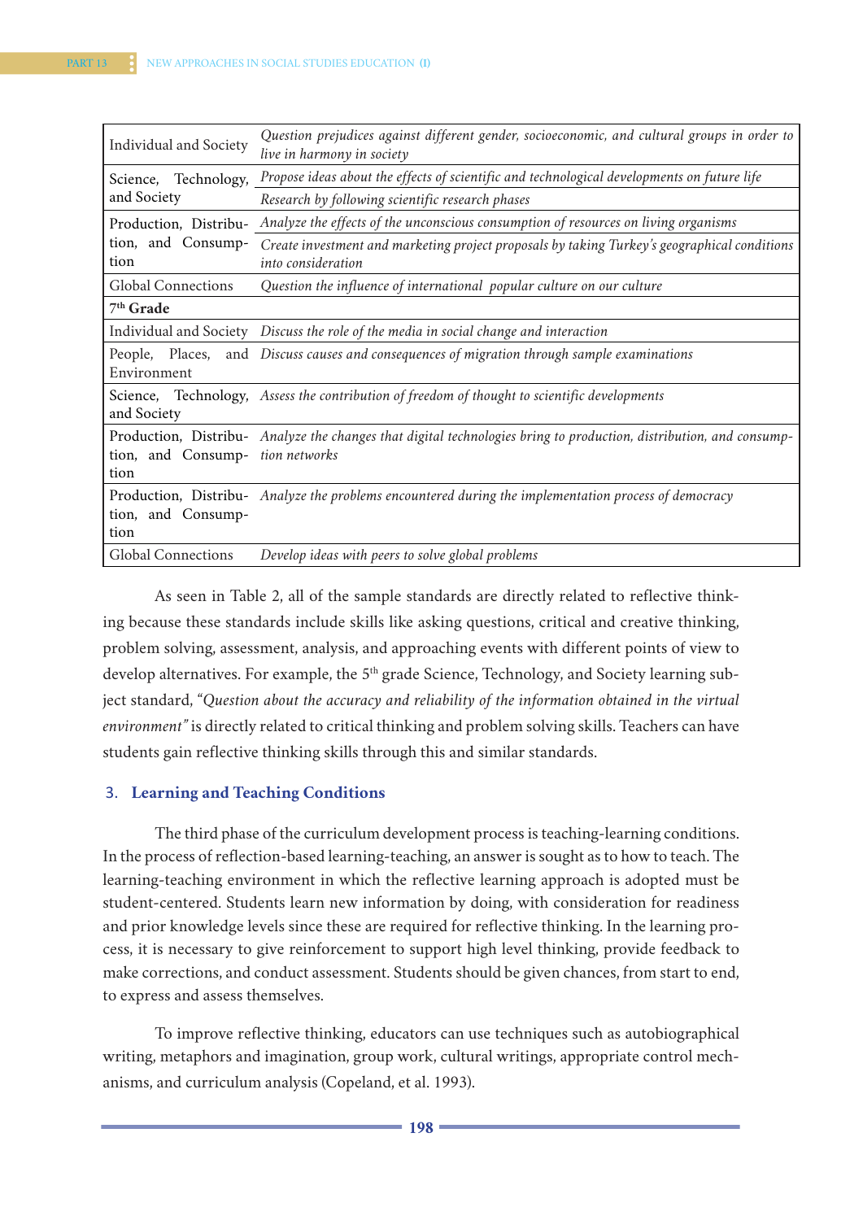| | |
|---|---|
| Individual and Society | *Question prejudices against different gender, socioeconomic, and cultural groups in order to live in harmony in society* |
| Science, Technology, and Society | *Propose ideas about the effects of scientific and technological developments on future life* |
| | *Research by following scientific research phases* |
| Production, Distribution, and Consumption | *Analyze the effects of the unconscious consumption of resources on living organisms* |
| | *Create investment and marketing project proposals by taking Turkey's geographical conditions into consideration* |
| Global Connections | *Question the influence of international popular culture on our culture* |
| **7th Grade** | |
| Individual and Society | *Discuss the role of the media in social change and interaction* |
| People, Places, and Environment | *Discuss causes and consequences of migration through sample examinations* |
| Science, Technology, and Society | *Assess the contribution of freedom of thought to scientific developments* |
| Production, Distribution, and Consumption | *Analyze the changes that digital technologies bring to production, distribution, and consumption networks* |
| Production, Distribution, and Consumption | *Analyze the problems encountered during the implementation process of democracy* |
| Global Connections | *Develop ideas with peers to solve global problems* |

As seen in Table 2, all of the sample standards are directly related to reflective thinking because these standards include skills like asking questions, critical and creative thinking, problem solving, assessment, analysis, and approaching events with different points of view to develop alternatives. For example, the 5th grade Science, Technology, and Society learning subject standard, *"Question about the accuracy and reliability of the information obtained in the virtual environment"* is directly related to critical thinking and problem solving skills. Teachers can have students gain reflective thinking skills through this and similar standards.

## 3. Learning and Teaching Conditions

The third phase of the curriculum development process is teaching-learning conditions. In the process of reflection-based learning-teaching, an answer is sought as to how to teach. The learning-teaching environment in which the reflective learning approach is adopted must be student-centered. Students learn new information by doing, with consideration for readiness and prior knowledge levels since these are required for reflective thinking. In the learning process, it is necessary to give reinforcement to support high level thinking, provide feedback to make corrections, and conduct assessment. Students should be given chances, from start to end, to express and assess themselves.

To improve reflective thinking, educators can use techniques such as autobiographical writing, metaphors and imagination, group work, cultural writings, appropriate control mechanisms, and curriculum analysis (Copeland, et al. 1993).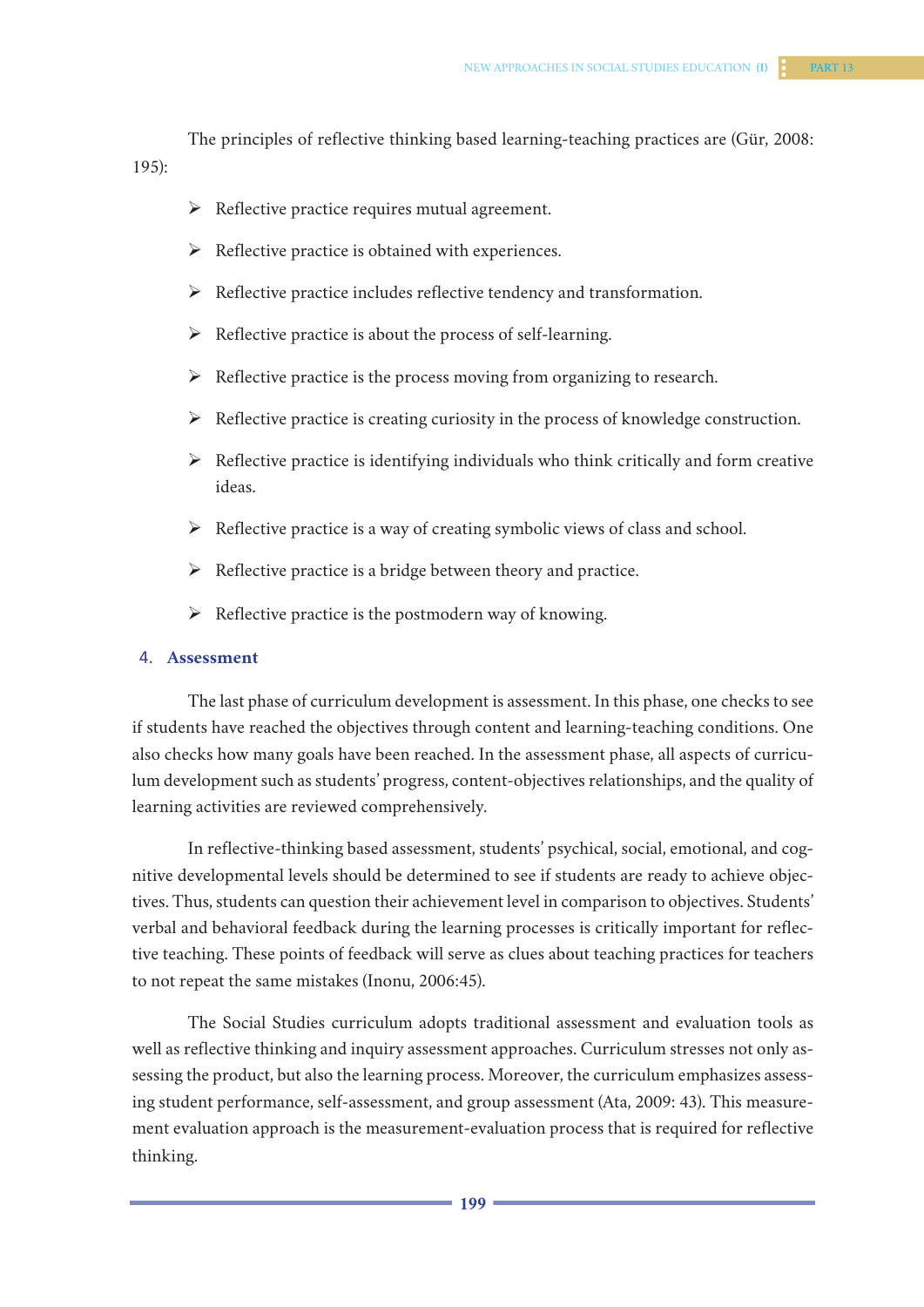The principles of reflective thinking based learning-teaching practices are (Gür, 2008: 195):

- Reflective practice requires mutual agreement.
- Reflective practice is obtained with experiences.
- Reflective practice includes reflective tendency and transformation.
- Reflective practice is about the process of self-learning.
- Reflective practice is the process moving from organizing to research.
- Reflective practice is creating curiosity in the process of knowledge construction.
- Reflective practice is identifying individuals who think critically and form creative ideas.
- Reflective practice is a way of creating symbolic views of class and school.
- Reflective practice is a bridge between theory and practice.
- Reflective practice is the postmodern way of knowing.

## 4. Assessment

The last phase of curriculum development is assessment. In this phase, one checks to see if students have reached the objectives through content and learning-teaching conditions. One also checks how many goals have been reached. In the assessment phase, all aspects of curriculum development such as students' progress, content-objectives relationships, and the quality of learning activities are reviewed comprehensively.

In reflective-thinking based assessment, students' psychical, social, emotional, and cognitive developmental levels should be determined to see if students are ready to achieve objectives. Thus, students can question their achievement level in comparison to objectives. Students' verbal and behavioral feedback during the learning processes is critically important for reflective teaching. These points of feedback will serve as clues about teaching practices for teachers to not repeat the same mistakes (Inonu, 2006:45).

The Social Studies curriculum adopts traditional assessment and evaluation tools as well as reflective thinking and inquiry assessment approaches. Curriculum stresses not only assessing the product, but also the learning process. Moreover, the curriculum emphasizes assessing student performance, self-assessment, and group assessment (Ata, 2009: 43). This measurement evaluation approach is the measurement-evaluation process that is required for reflective thinking.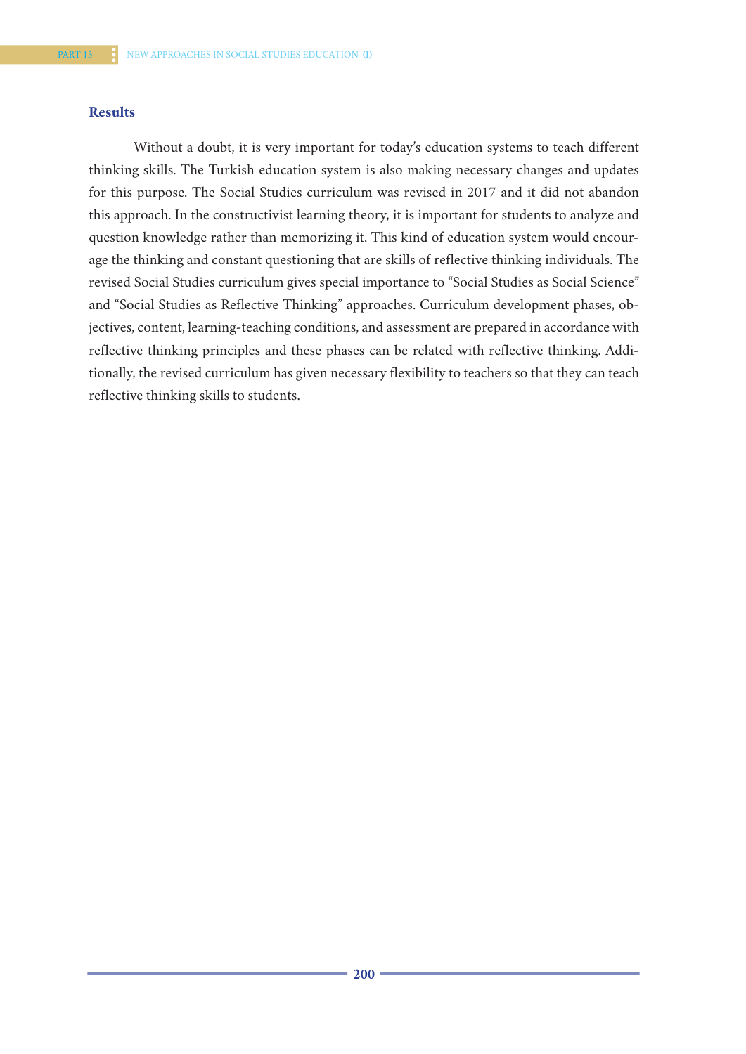## Results

Without a doubt, it is very important for today's education systems to teach different thinking skills. The Turkish education system is also making necessary changes and updates for this purpose. The Social Studies curriculum was revised in 2017 and it did not abandon this approach. In the constructivist learning theory, it is important for students to analyze and question knowledge rather than memorizing it. This kind of education system would encourage the thinking and constant questioning that are skills of reflective thinking individuals. The revised Social Studies curriculum gives special importance to "Social Studies as Social Science" and "Social Studies as Reflective Thinking" approaches. Curriculum development phases, objectives, content, learning-teaching conditions, and assessment are prepared in accordance with reflective thinking principles and these phases can be related with reflective thinking. Additionally, the revised curriculum has given necessary flexibility to teachers so that they can teach reflective thinking skills to students.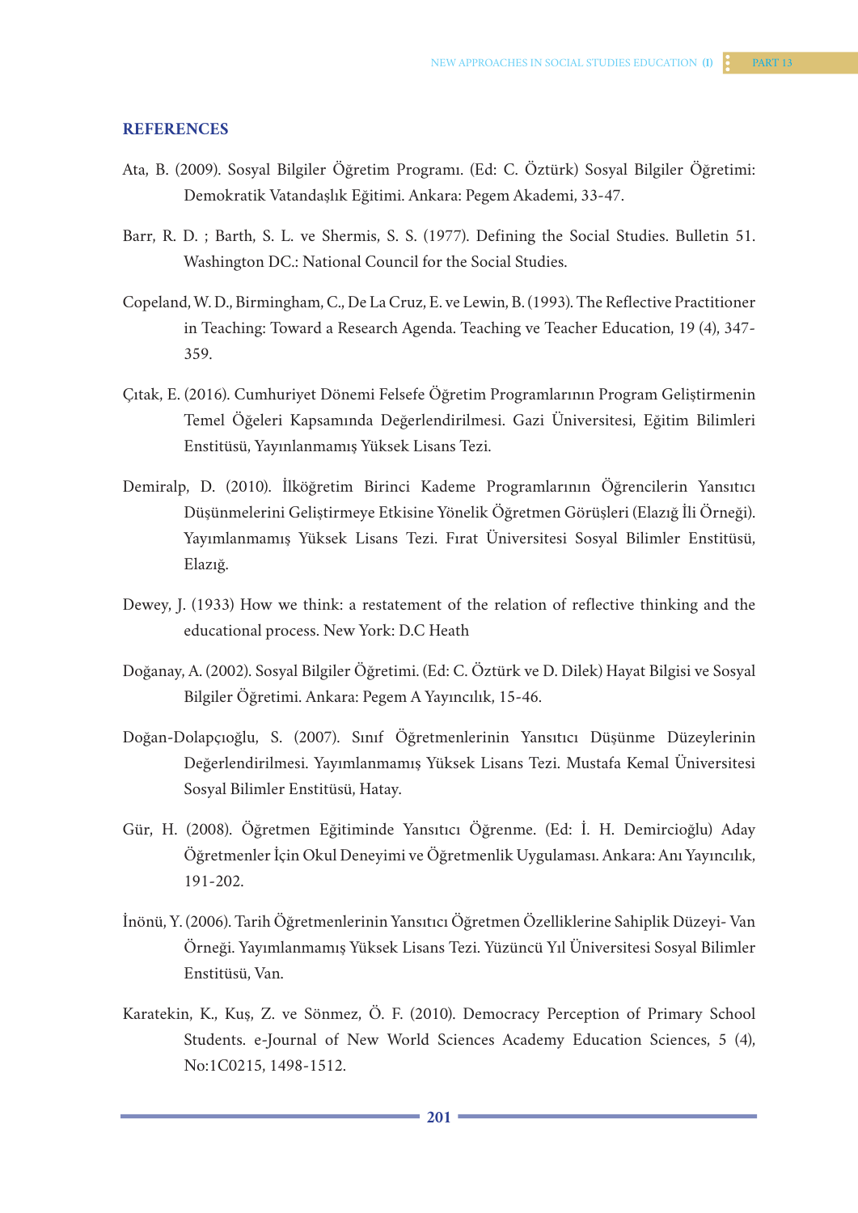## REFERENCES

Ata, B. (2009). Sosyal Bilgiler Öğretim Programı. (Ed: C. Öztürk) Sosyal Bilgiler Öğretimi: Demokratik Vatandaşlık Eğitimi. Ankara: Pegem Akademi, 33-47.

Barr, R. D. ; Barth, S. L. ve Shermis, S. S. (1977). Defining the Social Studies. Bulletin 51. Washington DC.: National Council for the Social Studies.

Copeland, W. D., Birmingham, C., De La Cruz, E. ve Lewin, B. (1993). The Reflective Practitioner in Teaching: Toward a Research Agenda. Teaching ve Teacher Education, 19 (4), 347-359.

Çıtak, E. (2016). Cumhuriyet Dönemi Felsefe Öğretim Programlarının Program Geliştirmenin Temel Öğeleri Kapsamında Değerlendirilmesi. Gazi Üniversitesi, Eğitim Bilimleri Enstitüsü, Yayınlanmamış Yüksek Lisans Tezi.

Demiralp, D. (2010). İlköğretim Birinci Kademe Programlarının Öğrencilerin Yansıtıcı Düşünmelerini Geliştirmeye Etkisine Yönelik Öğretmen Görüşleri (Elazığ İli Örneği). Yayımlanmamış Yüksek Lisans Tezi. Fırat Üniversitesi Sosyal Bilimler Enstitüsü, Elazığ.

Dewey, J. (1933) How we think: a restatement of the relation of reflective thinking and the educational process. New York: D.C Heath

Doğanay, A. (2002). Sosyal Bilgiler Öğretimi. (Ed: C. Öztürk ve D. Dilek) Hayat Bilgisi ve Sosyal Bilgiler Öğretimi. Ankara: Pegem A Yayıncılık, 15-46.

Doğan-Dolapçıoğlu, S. (2007). Sınıf Öğretmenlerinin Yansıtıcı Düşünme Düzeylerinin Değerlendirilmesi. Yayımlanmamış Yüksek Lisans Tezi. Mustafa Kemal Üniversitesi Sosyal Bilimler Enstitüsü, Hatay.

Gür, H. (2008). Öğretmen Eğitiminde Yansıtıcı Öğrenme. (Ed: İ. H. Demircioğlu) Aday Öğretmenler İçin Okul Deneyimi ve Öğretmenlik Uygulaması. Ankara: Anı Yayıncılık, 191-202.

İnönü, Y. (2006). Tarih Öğretmenlerinin Yansıtıcı Öğretmen Özelliklerine Sahiplik Düzeyi- Van Örneği. Yayımlanmamış Yüksek Lisans Tezi. Yüzüncü Yıl Üniversitesi Sosyal Bilimler Enstitüsü, Van.

Karatekin, K., Kuş, Z. ve Sönmez, Ö. F. (2010). Democracy Perception of Primary School Students. e-Journal of New World Sciences Academy Education Sciences, 5 (4), No:1C0215, 1498-1512.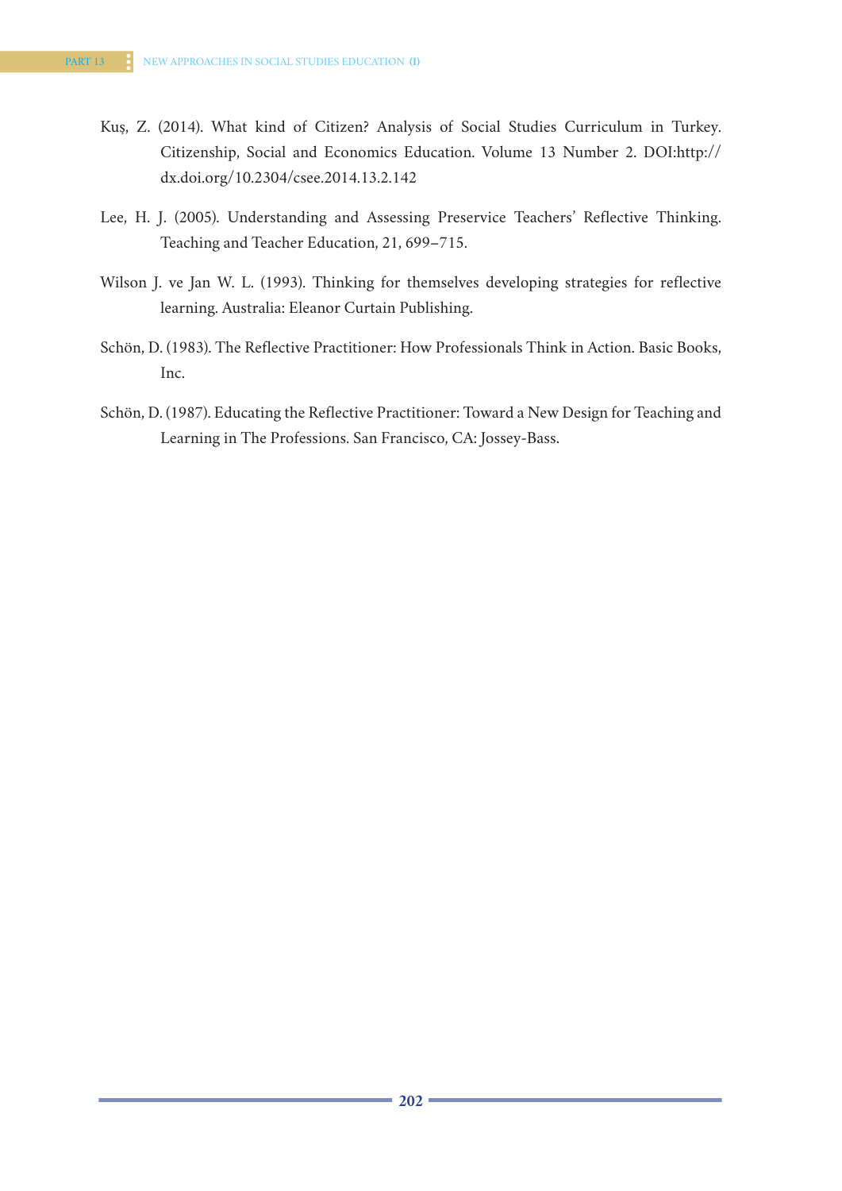Kuş, Z. (2014). What kind of Citizen? Analysis of Social Studies Curriculum in Turkey. Citizenship, Social and Economics Education. Volume 13 Number 2. DOI:http://dx.doi.org/10.2304/csee.2014.13.2.142

Lee, H. J. (2005). Understanding and Assessing Preservice Teachers' Reflective Thinking. Teaching and Teacher Education, 21, 699–715.

Wilson J. ve Jan W. L. (1993). Thinking for themselves developing strategies for reflective learning. Australia: Eleanor Curtain Publishing.

Schön, D. (1983). The Reflective Practitioner: How Professionals Think in Action. Basic Books, Inc.

Schön, D. (1987). Educating the Reflective Practitioner: Toward a New Design for Teaching and Learning in The Professions. San Francisco, CA: Jossey-Bass.